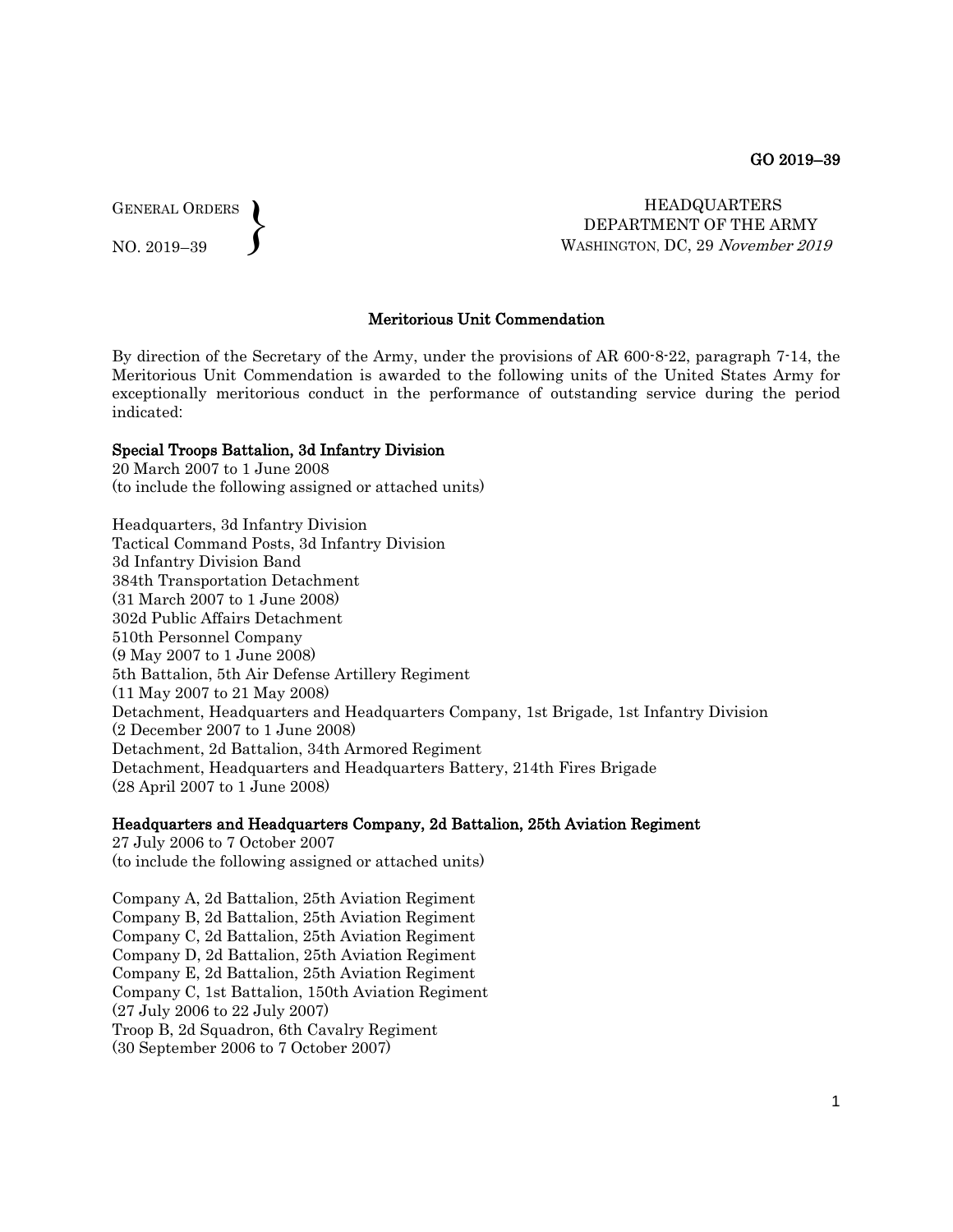GO 2019–39

GENERAL ORDERS
NO. 2019–39

HEADQUARTERS
DEPARTMENT OF THE ARMY
WASHINGTON, DC, 29 *November 2019*

## Meritorious Unit Commendation

By direction of the Secretary of the Army, under the provisions of AR 600-8-22, paragraph 7-14, the Meritorious Unit Commendation is awarded to the following units of the United States Army for exceptionally meritorious conduct in the performance of outstanding service during the period indicated:

**Special Troops Battalion, 3d Infantry Division**
20 March 2007 to 1 June 2008
(to include the following assigned or attached units)

Headquarters, 3d Infantry Division
Tactical Command Posts, 3d Infantry Division
3d Infantry Division Band
384th Transportation Detachment
(31 March 2007 to 1 June 2008)
302d Public Affairs Detachment
510th Personnel Company
(9 May 2007 to 1 June 2008)
5th Battalion, 5th Air Defense Artillery Regiment
(11 May 2007 to 21 May 2008)
Detachment, Headquarters and Headquarters Company, 1st Brigade, 1st Infantry Division
(2 December 2007 to 1 June 2008)
Detachment, 2d Battalion, 34th Armored Regiment
Detachment, Headquarters and Headquarters Battery, 214th Fires Brigade
(28 April 2007 to 1 June 2008)

**Headquarters and Headquarters Company, 2d Battalion, 25th Aviation Regiment**
27 July 2006 to 7 October 2007
(to include the following assigned or attached units)

Company A, 2d Battalion, 25th Aviation Regiment
Company B, 2d Battalion, 25th Aviation Regiment
Company C, 2d Battalion, 25th Aviation Regiment
Company D, 2d Battalion, 25th Aviation Regiment
Company E, 2d Battalion, 25th Aviation Regiment
Company C, 1st Battalion, 150th Aviation Regiment
(27 July 2006 to 22 July 2007)
Troop B, 2d Squadron, 6th Cavalry Regiment
(30 September 2006 to 7 October 2007)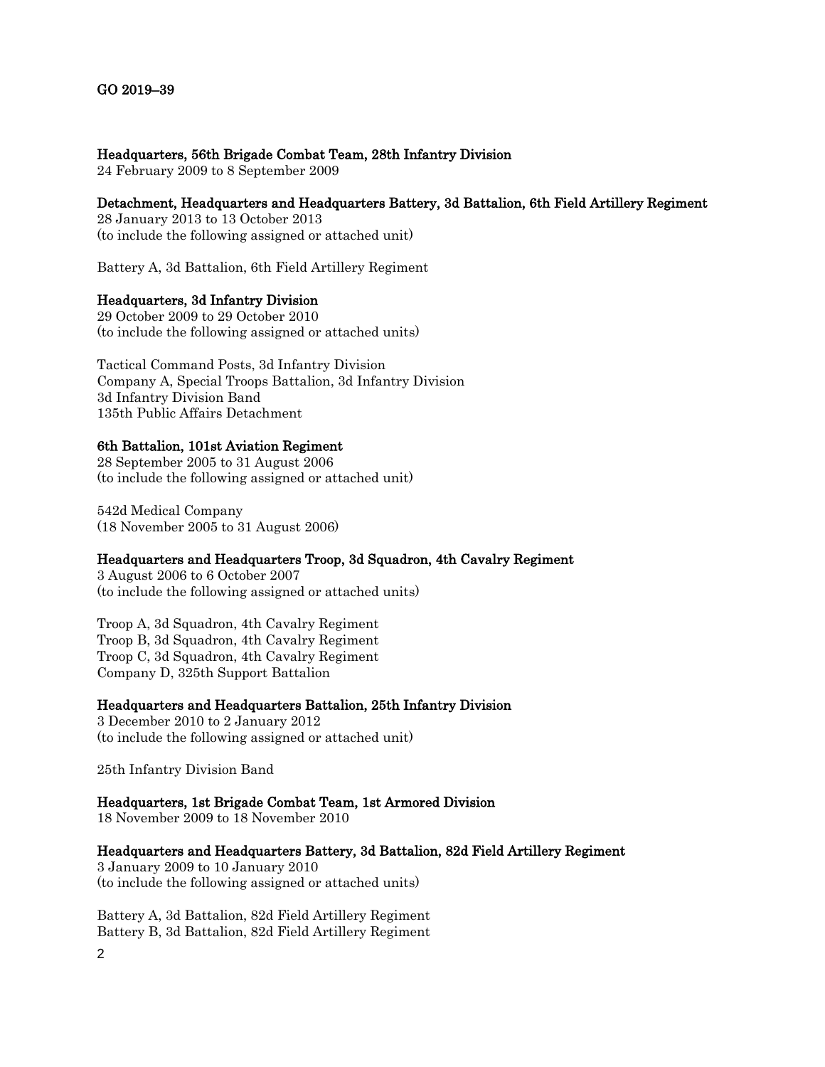**Headquarters, 56th Brigade Combat Team, 28th Infantry Division**
24 February 2009 to 8 September 2009

**Detachment, Headquarters and Headquarters Battery, 3d Battalion, 6th Field Artillery Regiment**
28 January 2013 to 13 October 2013
(to include the following assigned or attached unit)

Battery A, 3d Battalion, 6th Field Artillery Regiment

**Headquarters, 3d Infantry Division**
29 October 2009 to 29 October 2010
(to include the following assigned or attached units)

Tactical Command Posts, 3d Infantry Division
Company A, Special Troops Battalion, 3d Infantry Division
3d Infantry Division Band
135th Public Affairs Detachment

**6th Battalion, 101st Aviation Regiment**
28 September 2005 to 31 August 2006
(to include the following assigned or attached unit)

542d Medical Company
(18 November 2005 to 31 August 2006)

**Headquarters and Headquarters Troop, 3d Squadron, 4th Cavalry Regiment**
3 August 2006 to 6 October 2007
(to include the following assigned or attached units)

Troop A, 3d Squadron, 4th Cavalry Regiment
Troop B, 3d Squadron, 4th Cavalry Regiment
Troop C, 3d Squadron, 4th Cavalry Regiment
Company D, 325th Support Battalion

**Headquarters and Headquarters Battalion, 25th Infantry Division**
3 December 2010 to 2 January 2012
(to include the following assigned or attached unit)

25th Infantry Division Band

**Headquarters, 1st Brigade Combat Team, 1st Armored Division**
18 November 2009 to 18 November 2010

**Headquarters and Headquarters Battery, 3d Battalion, 82d Field Artillery Regiment**
3 January 2009 to 10 January 2010
(to include the following assigned or attached units)

Battery A, 3d Battalion, 82d Field Artillery Regiment
Battery B, 3d Battalion, 82d Field Artillery Regiment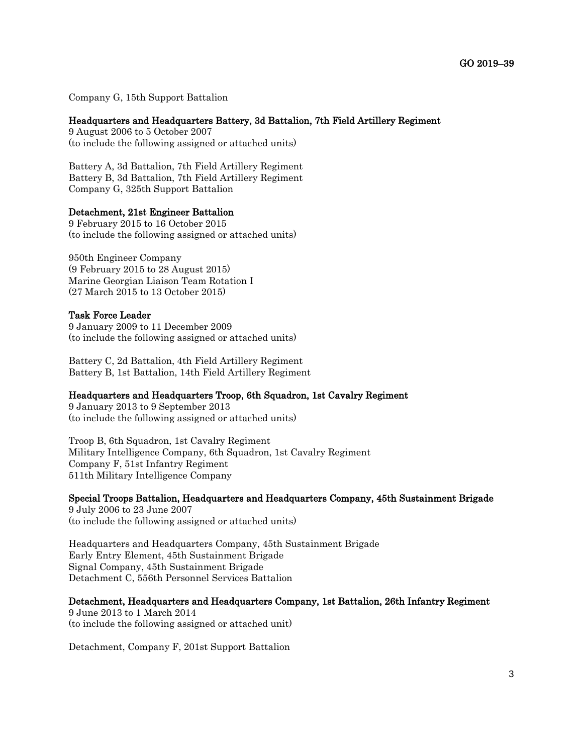Company G, 15th Support Battalion

**Headquarters and Headquarters Battery, 3d Battalion, 7th Field Artillery Regiment**
9 August 2006 to 5 October 2007
(to include the following assigned or attached units)

Battery A, 3d Battalion, 7th Field Artillery Regiment
Battery B, 3d Battalion, 7th Field Artillery Regiment
Company G, 325th Support Battalion

**Detachment, 21st Engineer Battalion**
9 February 2015 to 16 October 2015
(to include the following assigned or attached units)

950th Engineer Company
(9 February 2015 to 28 August 2015)
Marine Georgian Liaison Team Rotation I
(27 March 2015 to 13 October 2015)

**Task Force Leader**
9 January 2009 to 11 December 2009
(to include the following assigned or attached units)

Battery C, 2d Battalion, 4th Field Artillery Regiment
Battery B, 1st Battalion, 14th Field Artillery Regiment

**Headquarters and Headquarters Troop, 6th Squadron, 1st Cavalry Regiment**
9 January 2013 to 9 September 2013
(to include the following assigned or attached units)

Troop B, 6th Squadron, 1st Cavalry Regiment
Military Intelligence Company, 6th Squadron, 1st Cavalry Regiment
Company F, 51st Infantry Regiment
511th Military Intelligence Company

**Special Troops Battalion, Headquarters and Headquarters Company, 45th Sustainment Brigade**
9 July 2006 to 23 June 2007
(to include the following assigned or attached units)

Headquarters and Headquarters Company, 45th Sustainment Brigade
Early Entry Element, 45th Sustainment Brigade
Signal Company, 45th Sustainment Brigade
Detachment C, 556th Personnel Services Battalion

**Detachment, Headquarters and Headquarters Company, 1st Battalion, 26th Infantry Regiment**
9 June 2013 to 1 March 2014
(to include the following assigned or attached unit)

Detachment, Company F, 201st Support Battalion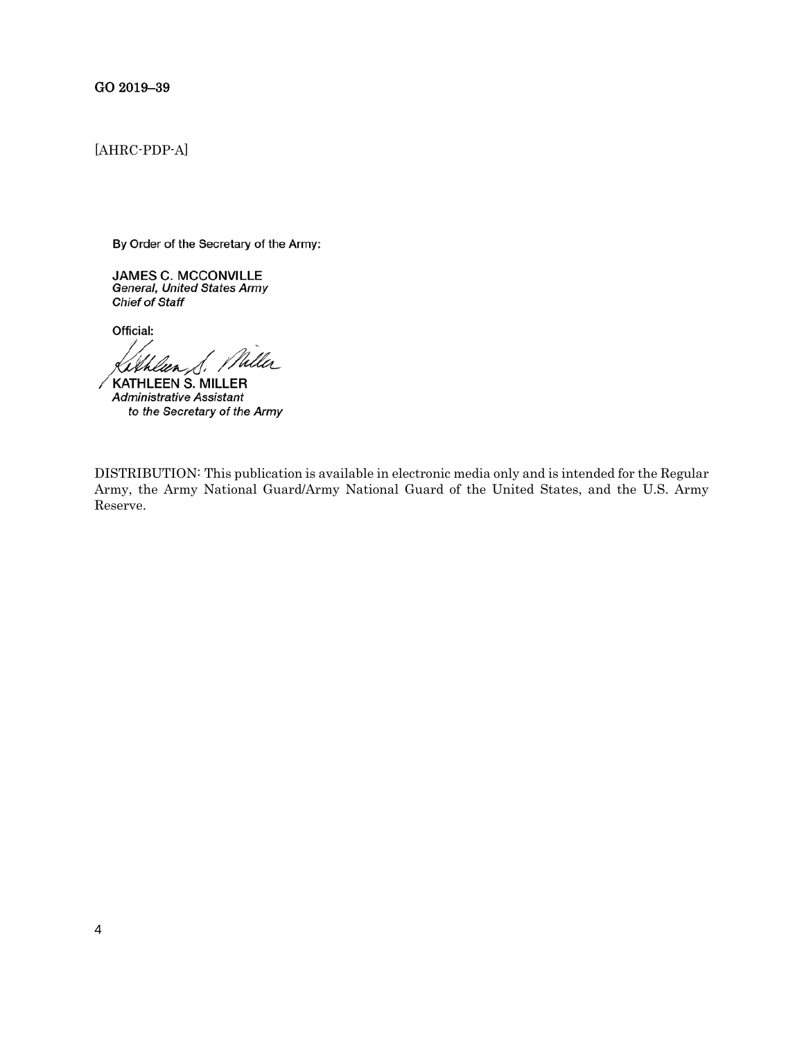GO 2019–39

[AHRC-PDP-A]

By Order of the Secretary of the Army:

**JAMES C. MCCONVILLE**
*General, United States Army*
*Chief of Staff*

**Official:**

**KATHLEEN S. MILLER**
*Administrative Assistant*
*to the Secretary of the Army*

DISTRIBUTION: This publication is available in electronic media only and is intended for the Regular Army, the Army National Guard/Army National Guard of the United States, and the U.S. Army Reserve.